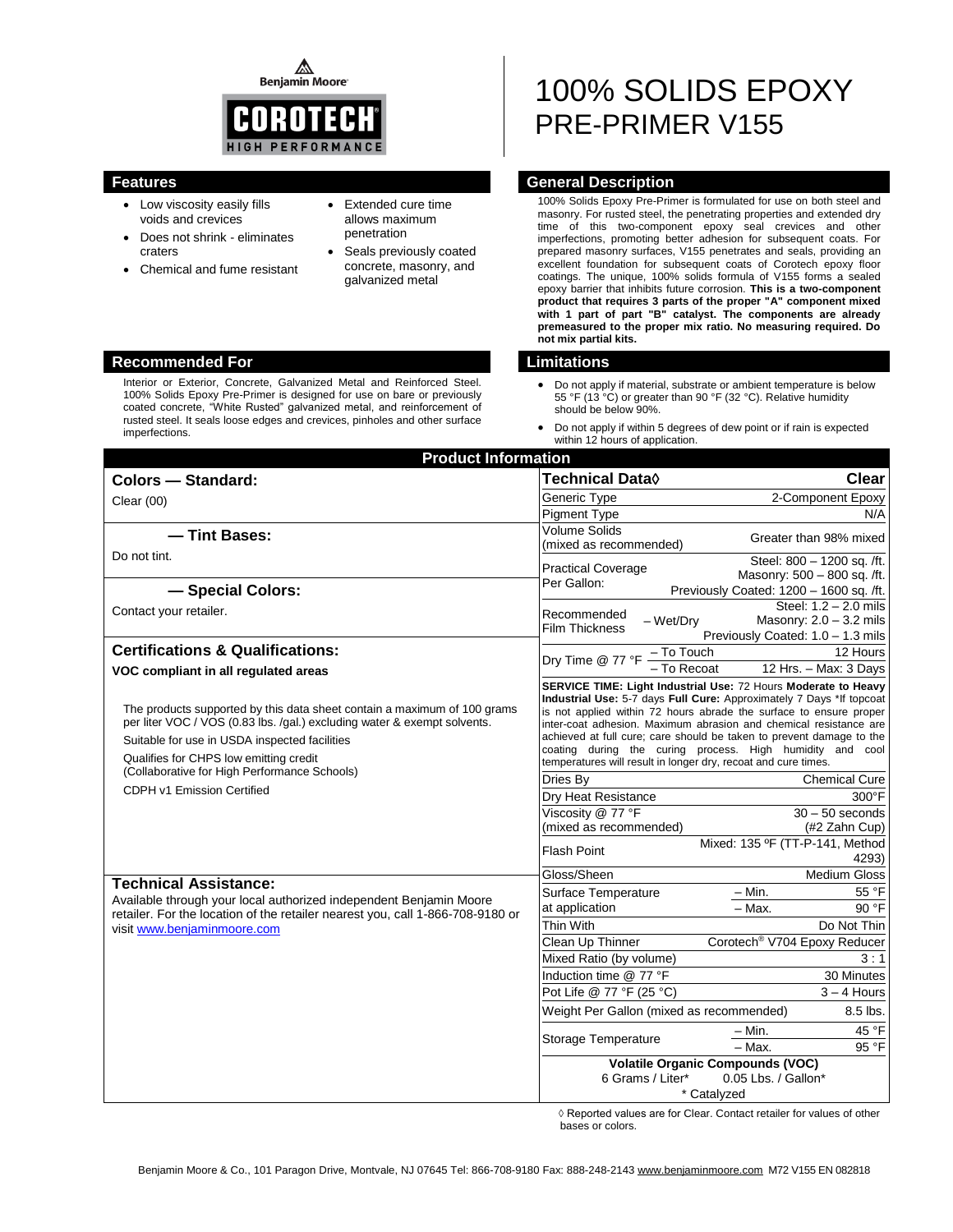Benjamin Moore

COROTECH® HIGH PERFORMANCE

# 100% SOLIDS EPOXY PRE-PRIMER V155

## Features

- Low viscosity easily fills voids and crevices
- Does not shrink - eliminates craters
- Chemical and fume resistant
- Extended cure time allows maximum penetration
- Seals previously coated concrete, masonry, and galvanized metal

## General Description

100% Solids Epoxy Pre-Primer is formulated for use on both steel and masonry. For rusted steel, the penetrating properties and extended dry time of this two-component epoxy seal crevices and other imperfections, promoting better adhesion for subsequent coats. For prepared masonry surfaces, V155 penetrates and seals, providing an excellent foundation for subsequent coats of Corotech epoxy floor coatings. The unique, 100% solids formula of V155 forms a sealed epoxy barrier that inhibits future corrosion. **This is a two-component product that requires 3 parts of the proper "A" component mixed with 1 part of part "B" catalyst. The components are already premeasured to the proper mix ratio. No measuring required. Do not mix partial kits.**

## Recommended For

Interior or Exterior, Concrete, Galvanized Metal and Reinforced Steel. 100% Solids Epoxy Pre-Primer is designed for use on bare or previously coated concrete, "White Rusted" galvanized metal, and reinforcement of rusted steel. It seals loose edges and crevices, pinholes and other surface imperfections.

## Limitations

- Do not apply if material, substrate or ambient temperature is below 55 °F (13 °C) or greater than 90 °F (32 °C). Relative humidity should be below 90%.
- Do not apply if within 5 degrees of dew point or if rain is expected within 12 hours of application.

## Product Information

### Colors — Standard:

Clear (00)

### — Tint Bases:

Do not tint.

### — Special Colors:

Contact your retailer.

### Certifications & Qualifications:

**VOC compliant in all regulated areas**

The products supported by this data sheet contain a maximum of 100 grams per liter VOC / VOS (0.83 lbs. /gal.) excluding water & exempt solvents.

Suitable for use in USDA inspected facilities

Qualifies for CHPS low emitting credit (Collaborative for High Performance Schools)

CDPH v1 Emission Certified

### Technical Assistance:

Available through your local authorized independent Benjamin Moore retailer. For the location of the retailer nearest you, call 1-866-708-9180 or visit www.benjaminmoore.com

| Technical Data◊ | | Clear |
|---|---|---|
| Generic Type | | 2-Component Epoxy |
| Pigment Type | | N/A |
| Volume Solids (mixed as recommended) | | Greater than 98% mixed |
| Practical Coverage Per Gallon: | | Steel: 800 – 1200 sq. /ft. Masonry: 500 – 800 sq. /ft. Previously Coated: 1200 – 1600 sq. /ft. |
| Recommended Film Thickness | – Wet/Dry | Steel: 1.2 – 2.0 mils Masonry: 2.0 – 3.2 mils Previously Coated: 1.0 – 1.3 mils |
| Dry Time @ 77 °F | – To Touch | 12 Hours |
| | – To Recoat | 12 Hrs. – Max: 3 Days |
| **SERVICE TIME: Light Industrial Use:** 72 Hours **Moderate to Heavy Industrial Use:** 5-7 days **Full Cure:** Approximately 7 Days *If topcoat is not applied within 72 hours abrade the surface to ensure proper inter-coat adhesion. Maximum abrasion and chemical resistance are achieved at full cure; care should be taken to prevent damage to the coating during the curing process. High humidity and cool temperatures will result in longer dry, recoat and cure times. | | |
| Dries By | | Chemical Cure |
| Dry Heat Resistance | | 300°F |
| Viscosity @ 77 °F (mixed as recommended) | | 30 – 50 seconds (#2 Zahn Cup) |
| Flash Point | | Mixed: 135 ºF (TT-P-141, Method 4293) |
| Gloss/Sheen | | Medium Gloss |
| Surface Temperature at application | – Min. | 55 °F |
| | – Max. | 90 °F |
| Thin With | | Do Not Thin |
| Clean Up Thinner | | Corotech® V704 Epoxy Reducer |
| Mixed Ratio (by volume) | | 3 : 1 |
| Induction time @ 77 °F | | 30 Minutes |
| Pot Life @ 77 °F (25 °C) | | 3 – 4 Hours |
| Weight Per Gallon (mixed as recommended) | | 8.5 lbs. |
| Storage Temperature | – Min. | 45 °F |
| | – Max. | 95 °F |
| **Volatile Organic Compounds (VOC)** 6 Grams / Liter* 0.05 Lbs. / Gallon* * Catalyzed | | |

◊ Reported values are for Clear. Contact retailer for values of other bases or colors.

Benjamin Moore & Co., 101 Paragon Drive, Montvale, NJ 07645 Tel: 866-708-9180 Fax: 888-248-2143 www.benjaminmoore.com M72 V155 EN 082818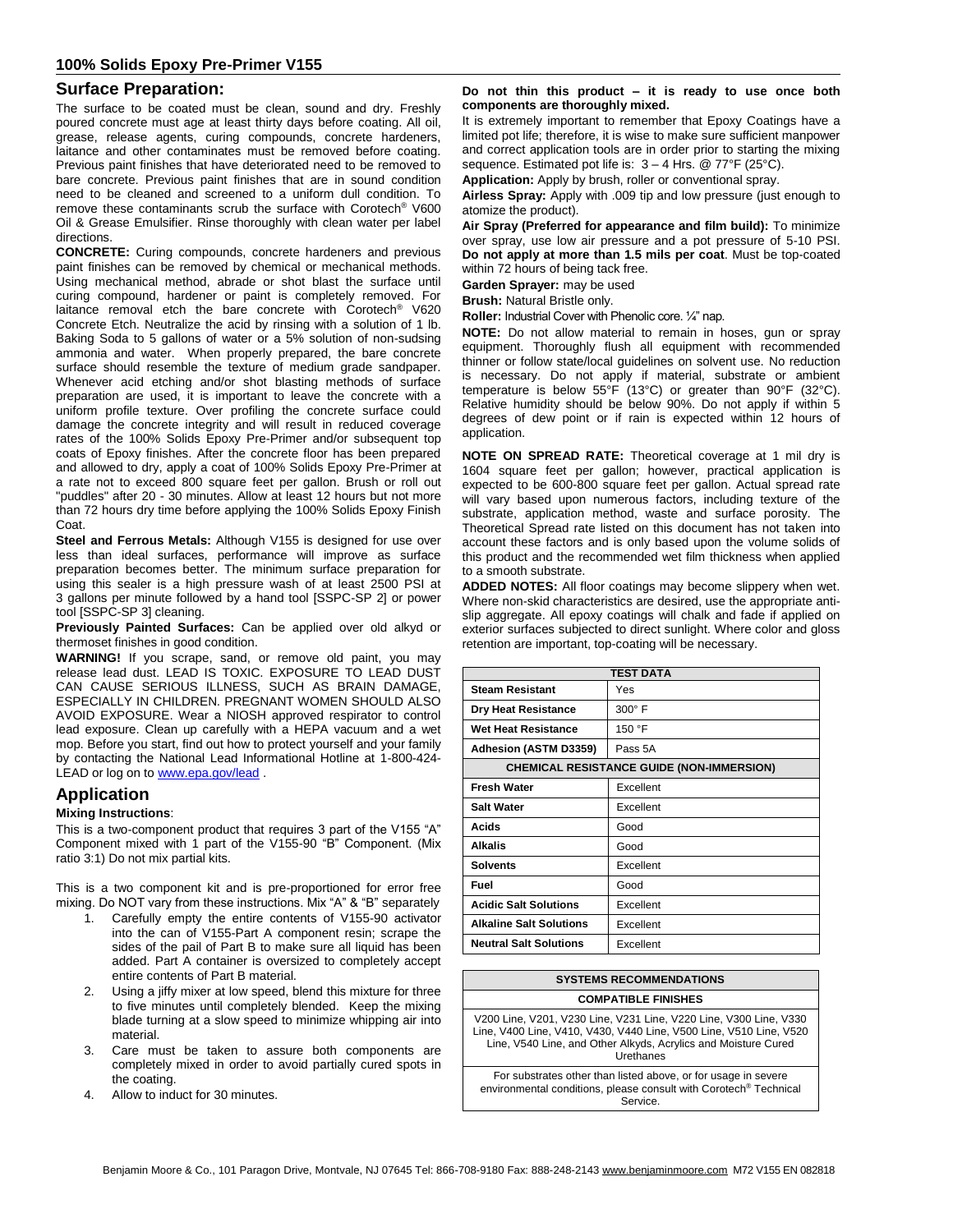## 100% Solids Epoxy Pre-Primer V155

## Surface Preparation:

The surface to be coated must be clean, sound and dry. Freshly poured concrete must age at least thirty days before coating. All oil, grease, release agents, curing compounds, concrete hardeners, laitance and other contaminates must be removed before coating. Previous paint finishes that have deteriorated need to be removed to bare concrete. Previous paint finishes that are in sound condition need to be cleaned and screened to a uniform dull condition. To remove these contaminants scrub the surface with Corotech® V600 Oil & Grease Emulsifier. Rinse thoroughly with clean water per label directions.

**CONCRETE:** Curing compounds, concrete hardeners and previous paint finishes can be removed by chemical or mechanical methods. Using mechanical method, abrade or shot blast the surface until curing compound, hardener or paint is completely removed. For laitance removal etch the bare concrete with Corotech® V620 Concrete Etch. Neutralize the acid by rinsing with a solution of 1 lb. Baking Soda to 5 gallons of water or a 5% solution of non-sudsing ammonia and water. When properly prepared, the bare concrete surface should resemble the texture of medium grade sandpaper. Whenever acid etching and/or shot blasting methods of surface preparation are used, it is important to leave the concrete with a uniform profile texture. Over profiling the concrete surface could damage the concrete integrity and will result in reduced coverage rates of the 100% Solids Epoxy Pre-Primer and/or subsequent top coats of Epoxy finishes. After the concrete floor has been prepared and allowed to dry, apply a coat of 100% Solids Epoxy Pre-Primer at a rate not to exceed 800 square feet per gallon. Brush or roll out "puddles" after 20 - 30 minutes. Allow at least 12 hours but not more than 72 hours dry time before applying the 100% Solids Epoxy Finish Coat.

**Steel and Ferrous Metals:** Although V155 is designed for use over less than ideal surfaces, performance will improve as surface preparation becomes better. The minimum surface preparation for using this sealer is a high pressure wash of at least 2500 PSI at 3 gallons per minute followed by a hand tool [SSPC-SP 2] or power tool [SSPC-SP 3] cleaning.

**Previously Painted Surfaces:** Can be applied over old alkyd or thermoset finishes in good condition.

**WARNING!** If you scrape, sand, or remove old paint, you may release lead dust. LEAD IS TOXIC. EXPOSURE TO LEAD DUST CAN CAUSE SERIOUS ILLNESS, SUCH AS BRAIN DAMAGE, ESPECIALLY IN CHILDREN. PREGNANT WOMEN SHOULD ALSO AVOID EXPOSURE. Wear a NIOSH approved respirator to control lead exposure. Clean up carefully with a HEPA vacuum and a wet mop. Before you start, find out how to protect yourself and your family by contacting the National Lead Informational Hotline at 1-800-424-LEAD or log on to www.epa.gov/lead .

## Application

**Mixing Instructions**:

This is a two-component product that requires 3 part of the V155 "A" Component mixed with 1 part of the V155-90 "B" Component. (Mix ratio 3:1) Do not mix partial kits.

This is a two component kit and is pre-proportioned for error free mixing. Do NOT vary from these instructions. Mix "A" & "B" separately

1. Carefully empty the entire contents of V155-90 activator into the can of V155-Part A component resin; scrape the sides of the pail of Part B to make sure all liquid has been added. Part A container is oversized to completely accept entire contents of Part B material.
2. Using a jiffy mixer at low speed, blend this mixture for three to five minutes until completely blended. Keep the mixing blade turning at a slow speed to minimize whipping air into material.
3. Care must be taken to assure both components are completely mixed in order to avoid partially cured spots in the coating.
4. Allow to induct for 30 minutes.

**Do not thin this product – it is ready to use once both components are thoroughly mixed.**

It is extremely important to remember that Epoxy Coatings have a limited pot life; therefore, it is wise to make sure sufficient manpower and correct application tools are in order prior to starting the mixing sequence. Estimated pot life is: 3 – 4 Hrs. @ 77°F (25°C).

**Application:** Apply by brush, roller or conventional spray.

**Airless Spray:** Apply with .009 tip and low pressure (just enough to atomize the product).

**Air Spray (Preferred for appearance and film build):** To minimize over spray, use low air pressure and a pot pressure of 5-10 PSI. **Do not apply at more than 1.5 mils per coat**. Must be top-coated within 72 hours of being tack free.

**Garden Sprayer:** may be used

**Brush:** Natural Bristle only.

**Roller:** Industrial Cover with Phenolic core. ¼" nap.

**NOTE:** Do not allow material to remain in hoses, gun or spray equipment. Thoroughly flush all equipment with recommended thinner or follow state/local guidelines on solvent use. No reduction is necessary. Do not apply if material, substrate or ambient temperature is below 55°F (13°C) or greater than 90°F (32°C). Relative humidity should be below 90%. Do not apply if within 5 degrees of dew point or if rain is expected within 12 hours of application.

**NOTE ON SPREAD RATE:** Theoretical coverage at 1 mil dry is 1604 square feet per gallon; however, practical application is expected to be 600-800 square feet per gallon. Actual spread rate will vary based upon numerous factors, including texture of the substrate, application method, waste and surface porosity. The Theoretical Spread rate listed on this document has not taken into account these factors and is only based upon the volume solids of this product and the recommended wet film thickness when applied to a smooth substrate.

**ADDED NOTES:** All floor coatings may become slippery when wet. Where non-skid characteristics are desired, use the appropriate anti-slip aggregate. All epoxy coatings will chalk and fade if applied on exterior surfaces subjected to direct sunlight. Where color and gloss retention are important, top-coating will be necessary.

| TEST DATA | |
|---|---|
| **Steam Resistant** | Yes |
| **Dry Heat Resistance** | 300° F |
| **Wet Heat Resistance** | 150 °F |
| **Adhesion (ASTM D3359)** | Pass 5A |
| **CHEMICAL RESISTANCE GUIDE (NON-IMMERSION)** | |
| **Fresh Water** | Excellent |
| **Salt Water** | Excellent |
| **Acids** | Good |
| **Alkalis** | Good |
| **Solvents** | Excellent |
| **Fuel** | Good |
| **Acidic Salt Solutions** | Excellent |
| **Alkaline Salt Solutions** | Excellent |
| **Neutral Salt Solutions** | Excellent |

| SYSTEMS RECOMMENDATIONS |
|---|
| **COMPATIBLE FINISHES** |
| V200 Line, V201, V230 Line, V231 Line, V220 Line, V300 Line, V330 Line, V400 Line, V410, V430, V440 Line, V500 Line, V510 Line, V520 Line, V540 Line, and Other Alkyds, Acrylics and Moisture Cured Urethanes |
| For substrates other than listed above, or for usage in severe environmental conditions, please consult with Corotech® Technical Service. |

Benjamin Moore & Co., 101 Paragon Drive, Montvale, NJ 07645 Tel: 866-708-9180 Fax: 888-248-2143 www.benjaminmoore.com M72 V155 EN 082818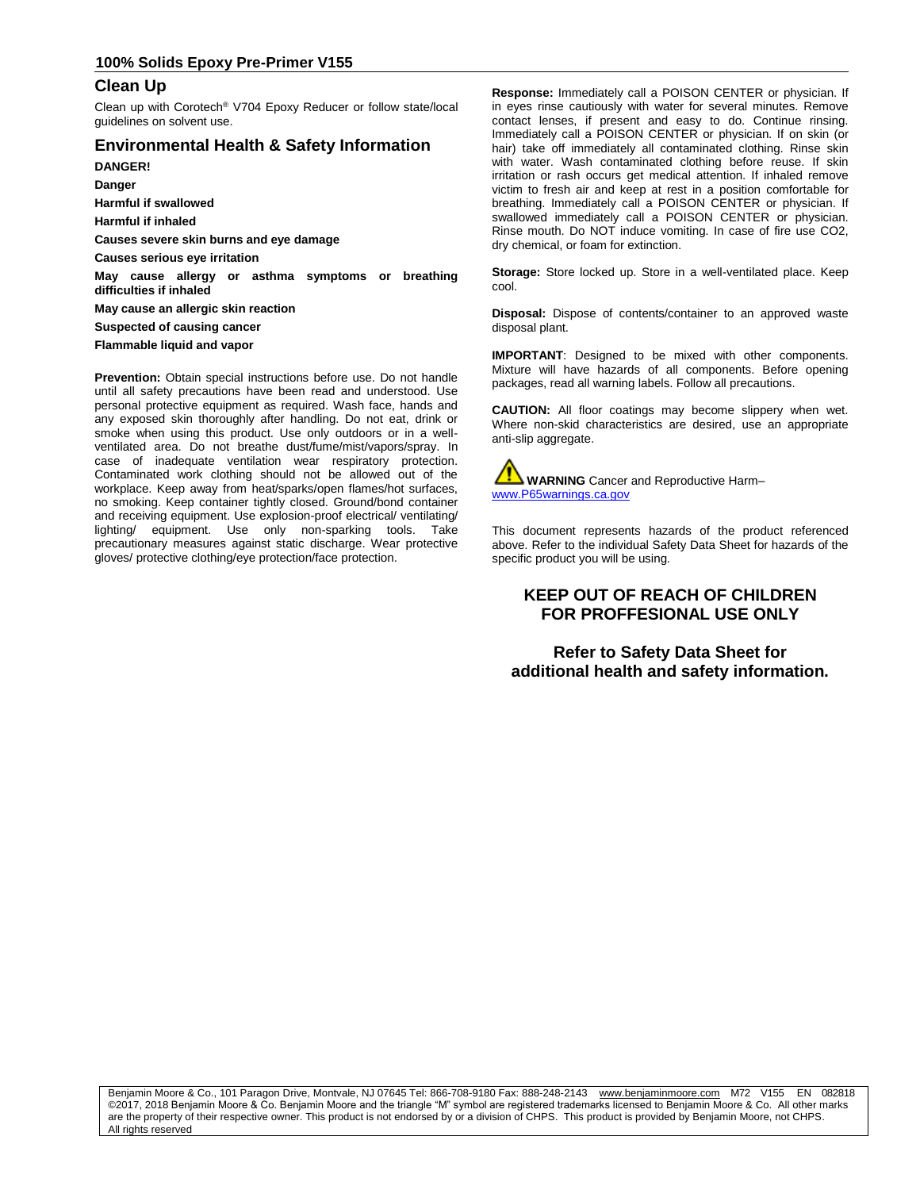## Clean Up

Clean up with Corotech® V704 Epoxy Reducer or follow state/local guidelines on solvent use.

## Environmental Health & Safety Information

**DANGER!**

**Danger**

**Harmful if swallowed**

**Harmful if inhaled**

**Causes severe skin burns and eye damage**

**Causes serious eye irritation**

**May cause allergy or asthma symptoms or breathing difficulties if inhaled**

**May cause an allergic skin reaction**

**Suspected of causing cancer**

**Flammable liquid and vapor**

**Prevention:** Obtain special instructions before use. Do not handle until all safety precautions have been read and understood. Use personal protective equipment as required. Wash face, hands and any exposed skin thoroughly after handling. Do not eat, drink or smoke when using this product. Use only outdoors or in a well-ventilated area. Do not breathe dust/fume/mist/vapors/spray. In case of inadequate ventilation wear respiratory protection. Contaminated work clothing should not be allowed out of the workplace. Keep away from heat/sparks/open flames/hot surfaces, no smoking. Keep container tightly closed. Ground/bond container and receiving equipment. Use explosion-proof electrical/ ventilating/ lighting/ equipment. Use only non-sparking tools. Take precautionary measures against static discharge. Wear protective gloves/ protective clothing/eye protection/face protection.

**Response:** Immediately call a POISON CENTER or physician. If in eyes rinse cautiously with water for several minutes. Remove contact lenses, if present and easy to do. Continue rinsing. Immediately call a POISON CENTER or physician. If on skin (or hair) take off immediately all contaminated clothing. Rinse skin with water. Wash contaminated clothing before reuse. If skin irritation or rash occurs get medical attention. If inhaled remove victim to fresh air and keep at rest in a position comfortable for breathing. Immediately call a POISON CENTER or physician. If swallowed immediately call a POISON CENTER or physician. Rinse mouth. Do NOT induce vomiting. In case of fire use $CO_2$, dry chemical, or foam for extinction.

**Storage:** Store locked up. Store in a well-ventilated place. Keep cool.

**Disposal:** Dispose of contents/container to an approved waste disposal plant.

**IMPORTANT**: Designed to be mixed with other components. Mixture will have hazards of all components. Before opening packages, read all warning labels. Follow all precautions.

**CAUTION:** All floor coatings may become slippery when wet. Where non-skid characteristics are desired, use an appropriate anti-slip aggregate.

**WARNING** Cancer and Reproductive Harm– www.P65warnings.ca.gov

This document represents hazards of the product referenced above. Refer to the individual Safety Data Sheet for hazards of the specific product you will be using.

**KEEP OUT OF REACH OF CHILDREN**
**FOR PROFFESIONAL USE ONLY**

**Refer to Safety Data Sheet for additional health and safety information.**

Benjamin Moore & Co., 101 Paragon Drive, Montvale, NJ 07645 Tel: 866-708-9180 Fax: 888-248-2143 www.benjaminmoore.com M72 V155 EN 082818
©2017, 2018 Benjamin Moore & Co. Benjamin Moore and the triangle "M" symbol are registered trademarks licensed to Benjamin Moore & Co. All other marks are the property of their respective owner. This product is not endorsed by or a division of CHPS. This product is provided by Benjamin Moore, not CHPS. All rights reserved